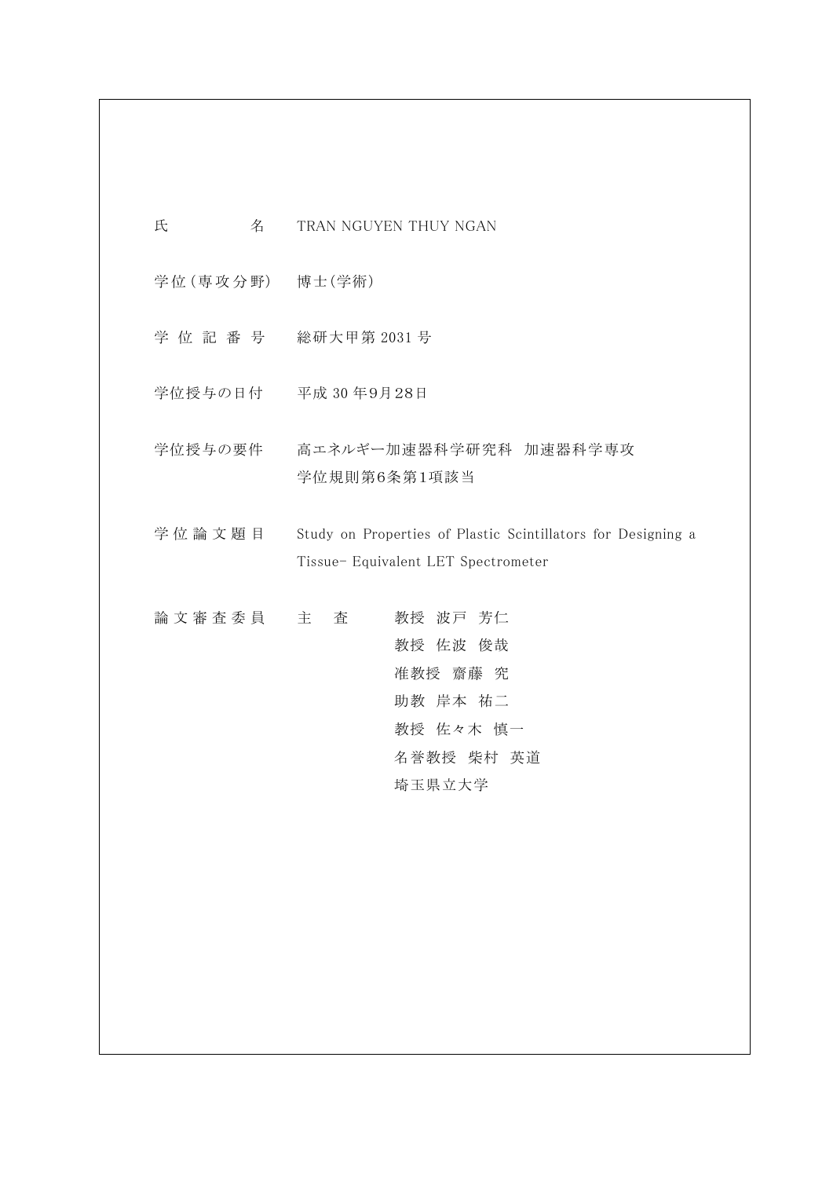| | | |
|---|---|---|
| 氏　　　名 | TRAN NGUYEN THUY NGAN | |
| 学位(専攻分野) | 博士(学術) | |
| 学位記番号 | 総研大甲第 2031 号 | |
| 学位授与の日付 | 平成 30 年9月28日 | |
| 学位授与の要件 | 高エネルギー加速器科学研究科　加速器科学専攻<br>学位規則第6条第1項該当 | |
| 学位論文題目 | Study on Properties of Plastic Scintillators for Designing a Tissue- Equivalent LET Spectrometer | |
| 論文審査委員 | 主　査 | 教授　波戸　芳仁 |
| | | 教授　佐波　俊哉 |
| | | 准教授　齋藤　究 |
| | | 助教　岸本　祐二 |
| | | 教授　佐々木　慎一 |
| | | 名誉教授　柴村　英道 |
| | | 埼玉県立大学 |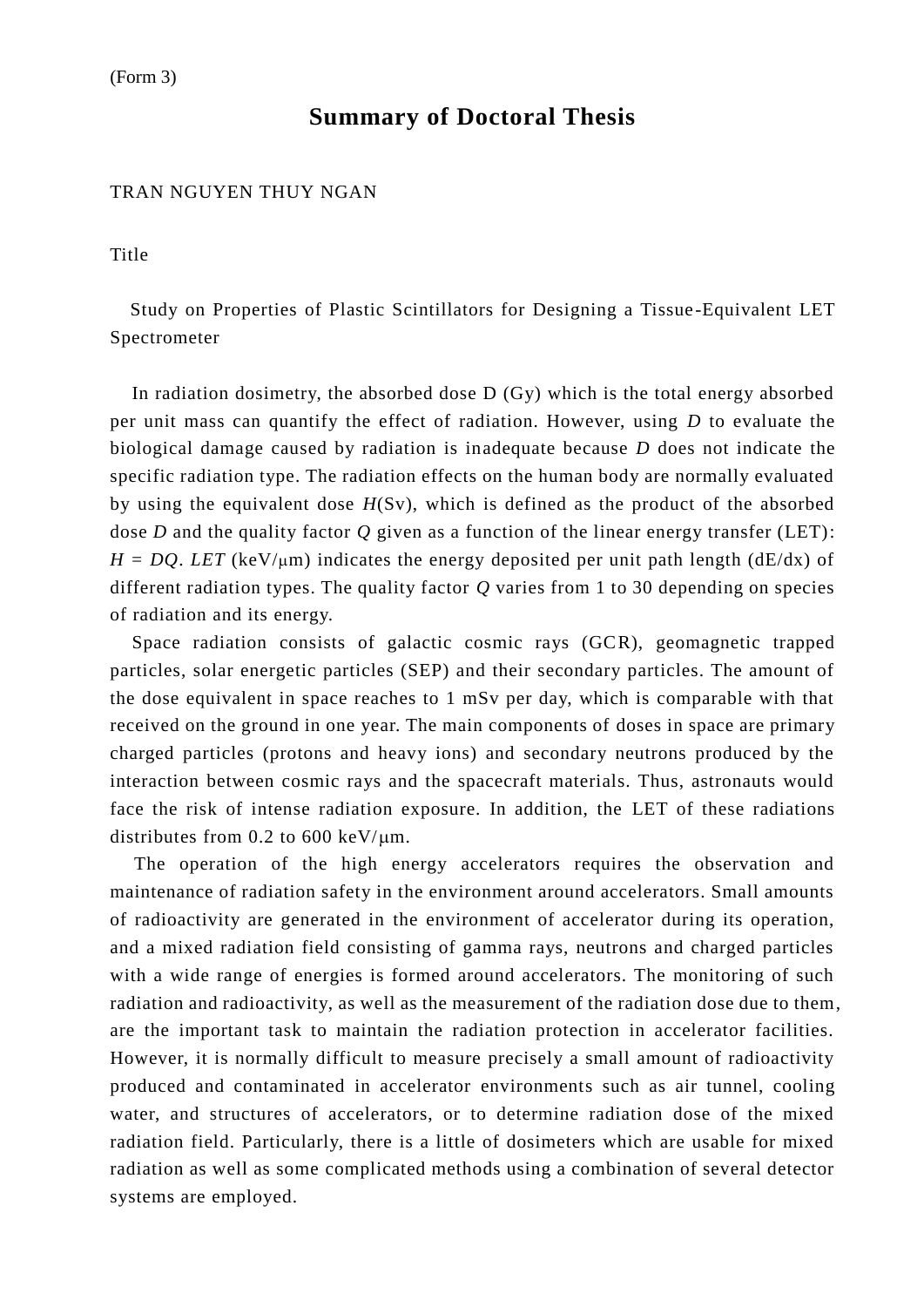(Form 3)

# Summary of Doctoral Thesis

TRAN NGUYEN THUY NGAN

Title

Study on Properties of Plastic Scintillators for Designing a Tissue-Equivalent LET Spectrometer

In radiation dosimetry, the absorbed dose D (Gy) which is the total energy absorbed per unit mass can quantify the effect of radiation. However, using $D$ to evaluate the biological damage caused by radiation is inadequate because $D$ does not indicate the specific radiation type. The radiation effects on the human body are normally evaluated by using the equivalent dose $H$(Sv), which is defined as the product of the absorbed dose $D$ and the quality factor $Q$ given as a function of the linear energy transfer (LET): $H = DQ$. *LET* (keV/μm) indicates the energy deposited per unit path length (dE/dx) of different radiation types. The quality factor $Q$ varies from 1 to 30 depending on species of radiation and its energy.

Space radiation consists of galactic cosmic rays (GCR), geomagnetic trapped particles, solar energetic particles (SEP) and their secondary particles. The amount of the dose equivalent in space reaches to 1 mSv per day, which is comparable with that received on the ground in one year. The main components of doses in space are primary charged particles (protons and heavy ions) and secondary neutrons produced by the interaction between cosmic rays and the spacecraft materials. Thus, astronauts would face the risk of intense radiation exposure. In addition, the LET of these radiations distributes from 0.2 to 600 keV/μm.

The operation of the high energy accelerators requires the observation and maintenance of radiation safety in the environment around accelerators. Small amounts of radioactivity are generated in the environment of accelerator during its operation, and a mixed radiation field consisting of gamma rays, neutrons and charged particles with a wide range of energies is formed around accelerators. The monitoring of such radiation and radioactivity, as well as the measurement of the radiation dose due to them, are the important task to maintain the radiation protection in accelerator facilities. However, it is normally difficult to measure precisely a small amount of radioactivity produced and contaminated in accelerator environments such as air tunnel, cooling water, and structures of accelerators, or to determine radiation dose of the mixed radiation field. Particularly, there is a little of dosimeters which are usable for mixed radiation as well as some complicated methods using a combination of several detector systems are employed.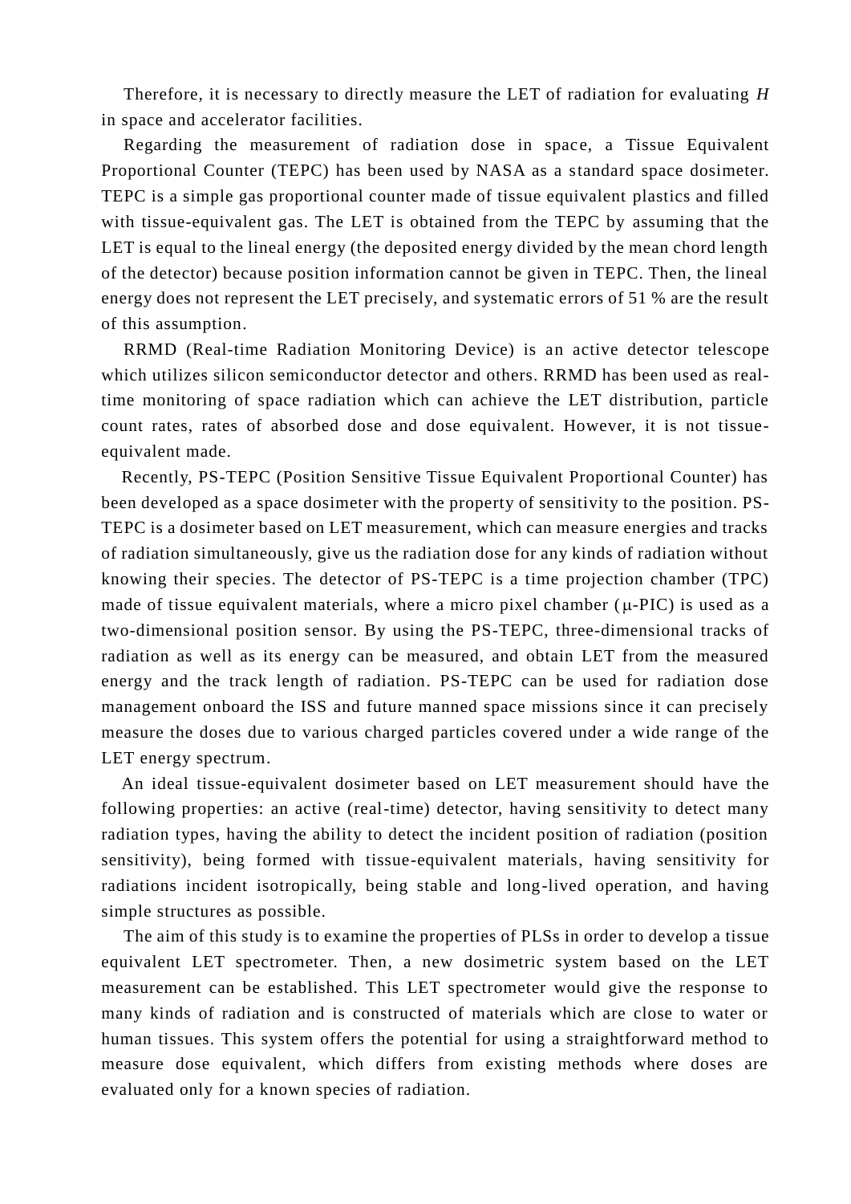Therefore, it is necessary to directly measure the LET of radiation for evaluating *H* in space and accelerator facilities.

Regarding the measurement of radiation dose in space, a Tissue Equivalent Proportional Counter (TEPC) has been used by NASA as a standard space dosimeter. TEPC is a simple gas proportional counter made of tissue equivalent plastics and filled with tissue-equivalent gas. The LET is obtained from the TEPC by assuming that the LET is equal to the lineal energy (the deposited energy divided by the mean chord length of the detector) because position information cannot be given in TEPC. Then, the lineal energy does not represent the LET precisely, and systematic errors of 51 % are the result of this assumption.

RRMD (Real-time Radiation Monitoring Device) is an active detector telescope which utilizes silicon semiconductor detector and others. RRMD has been used as real-time monitoring of space radiation which can achieve the LET distribution, particle count rates, rates of absorbed dose and dose equivalent. However, it is not tissue-equivalent made.

Recently, PS-TEPC (Position Sensitive Tissue Equivalent Proportional Counter) has been developed as a space dosimeter with the property of sensitivity to the position. PS-TEPC is a dosimeter based on LET measurement, which can measure energies and tracks of radiation simultaneously, give us the radiation dose for any kinds of radiation without knowing their species. The detector of PS-TEPC is a time projection chamber (TPC) made of tissue equivalent materials, where a micro pixel chamber ($\mu$-PIC) is used as a two-dimensional position sensor. By using the PS-TEPC, three-dimensional tracks of radiation as well as its energy can be measured, and obtain LET from the measured energy and the track length of radiation. PS-TEPC can be used for radiation dose management onboard the ISS and future manned space missions since it can precisely measure the doses due to various charged particles covered under a wide range of the LET energy spectrum.

An ideal tissue-equivalent dosimeter based on LET measurement should have the following properties: an active (real-time) detector, having sensitivity to detect many radiation types, having the ability to detect the incident position of radiation (position sensitivity), being formed with tissue-equivalent materials, having sensitivity for radiations incident isotropically, being stable and long-lived operation, and having simple structures as possible.

The aim of this study is to examine the properties of PLSs in order to develop a tissue equivalent LET spectrometer. Then, a new dosimetric system based on the LET measurement can be established. This LET spectrometer would give the response to many kinds of radiation and is constructed of materials which are close to water or human tissues. This system offers the potential for using a straightforward method to measure dose equivalent, which differs from existing methods where doses are evaluated only for a known species of radiation.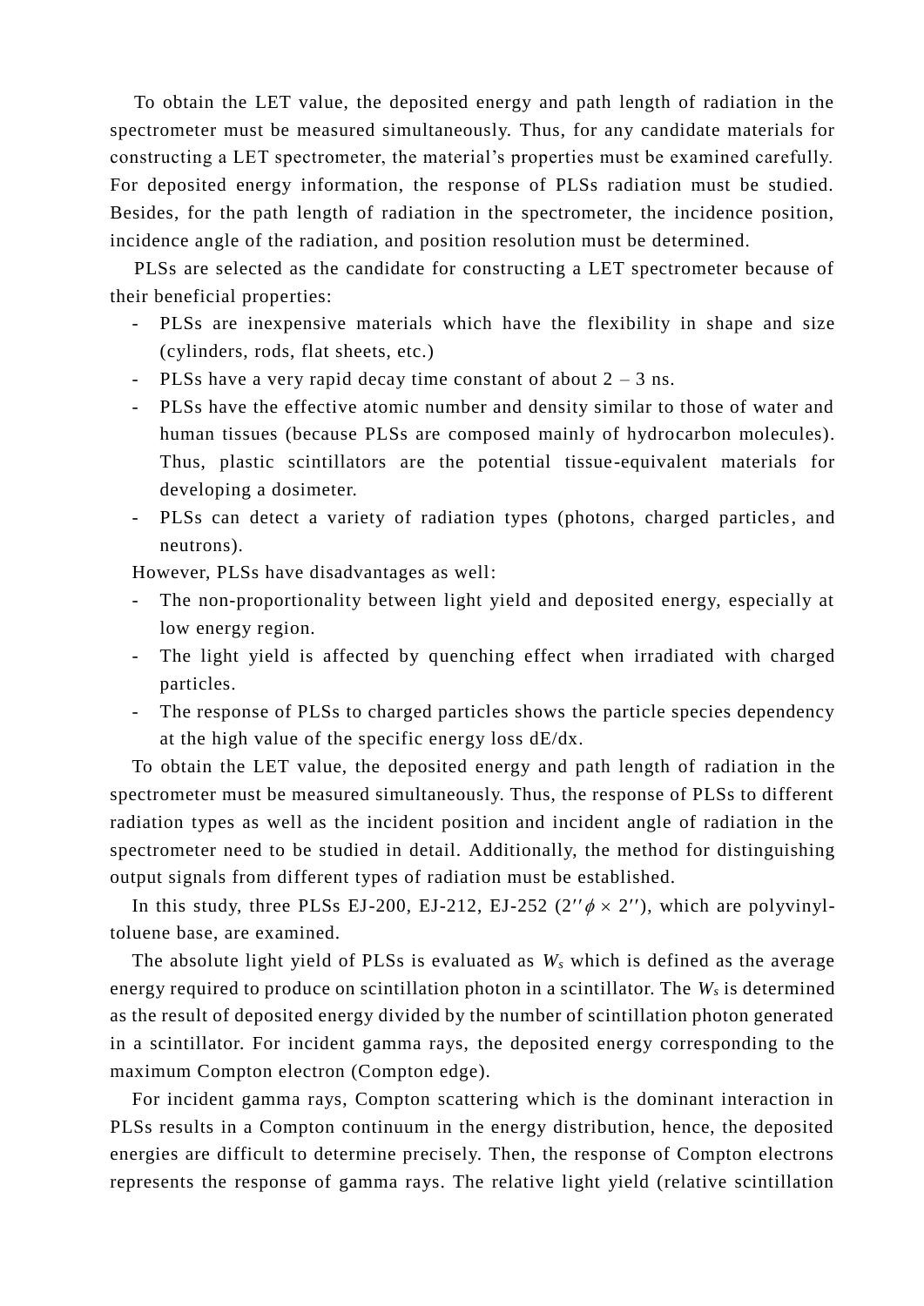To obtain the LET value, the deposited energy and path length of radiation in the spectrometer must be measured simultaneously. Thus, for any candidate materials for constructing a LET spectrometer, the material's properties must be examined carefully. For deposited energy information, the response of PLSs radiation must be studied. Besides, for the path length of radiation in the spectrometer, the incidence position, incidence angle of the radiation, and position resolution must be determined.

PLSs are selected as the candidate for constructing a LET spectrometer because of their beneficial properties:

- PLSs are inexpensive materials which have the flexibility in shape and size (cylinders, rods, flat sheets, etc.)
- PLSs have a very rapid decay time constant of about 2 – 3 ns.
- PLSs have the effective atomic number and density similar to those of water and human tissues (because PLSs are composed mainly of hydrocarbon molecules). Thus, plastic scintillators are the potential tissue-equivalent materials for developing a dosimeter.
- PLSs can detect a variety of radiation types (photons, charged particles, and neutrons).

However, PLSs have disadvantages as well:

- The non-proportionality between light yield and deposited energy, especially at low energy region.
- The light yield is affected by quenching effect when irradiated with charged particles.
- The response of PLSs to charged particles shows the particle species dependency at the high value of the specific energy loss dE/dx.

To obtain the LET value, the deposited energy and path length of radiation in the spectrometer must be measured simultaneously. Thus, the response of PLSs to different radiation types as well as the incident position and incident angle of radiation in the spectrometer need to be studied in detail. Additionally, the method for distinguishing output signals from different types of radiation must be established.

In this study, three PLSs EJ-200, EJ-212, EJ-252 ($2'' \phi \times 2''$), which are polyvinyl-toluene base, are examined.

The absolute light yield of PLSs is evaluated as $W_s$ which is defined as the average energy required to produce on scintillation photon in a scintillator. The $W_s$ is determined as the result of deposited energy divided by the number of scintillation photon generated in a scintillator. For incident gamma rays, the deposited energy corresponding to the maximum Compton electron (Compton edge).

For incident gamma rays, Compton scattering which is the dominant interaction in PLSs results in a Compton continuum in the energy distribution, hence, the deposited energies are difficult to determine precisely. Then, the response of Compton electrons represents the response of gamma rays. The relative light yield (relative scintillation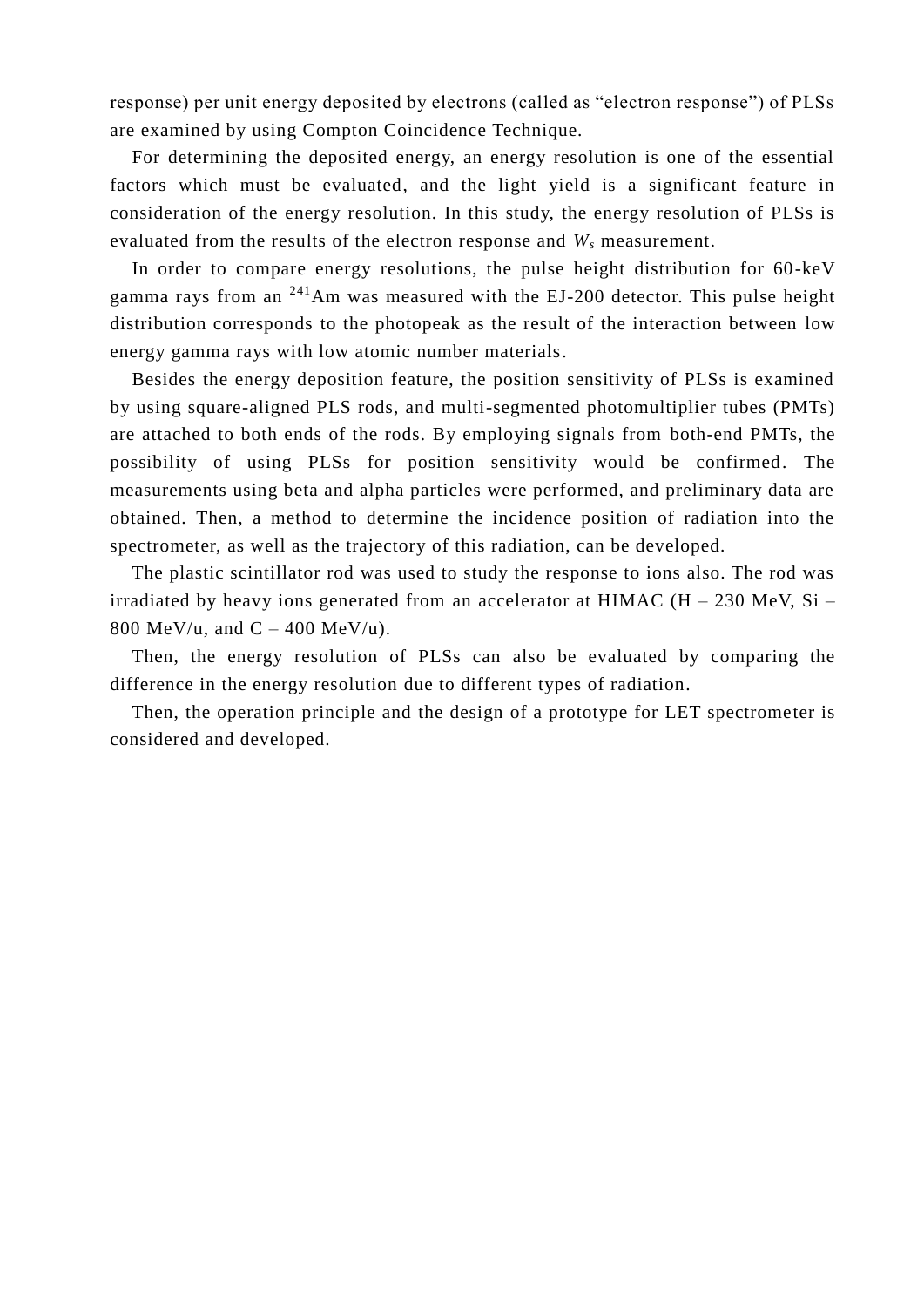response) per unit energy deposited by electrons (called as "electron response") of PLSs are examined by using Compton Coincidence Technique.

For determining the deposited energy, an energy resolution is one of the essential factors which must be evaluated, and the light yield is a significant feature in consideration of the energy resolution. In this study, the energy resolution of PLSs is evaluated from the results of the electron response and $W_s$ measurement.

In order to compare energy resolutions, the pulse height distribution for 60-keV gamma rays from an $^{241}$Am was measured with the EJ-200 detector. This pulse height distribution corresponds to the photopeak as the result of the interaction between low energy gamma rays with low atomic number materials.

Besides the energy deposition feature, the position sensitivity of PLSs is examined by using square-aligned PLS rods, and multi-segmented photomultiplier tubes (PMTs) are attached to both ends of the rods. By employing signals from both-end PMTs, the possibility of using PLSs for position sensitivity would be confirmed. The measurements using beta and alpha particles were performed, and preliminary data are obtained. Then, a method to determine the incidence position of radiation into the spectrometer, as well as the trajectory of this radiation, can be developed.

The plastic scintillator rod was used to study the response to ions also. The rod was irradiated by heavy ions generated from an accelerator at HIMAC (H – 230 MeV, Si – 800 MeV/u, and C – 400 MeV/u).

Then, the energy resolution of PLSs can also be evaluated by comparing the difference in the energy resolution due to different types of radiation.

Then, the operation principle and the design of a prototype for LET spectrometer is considered and developed.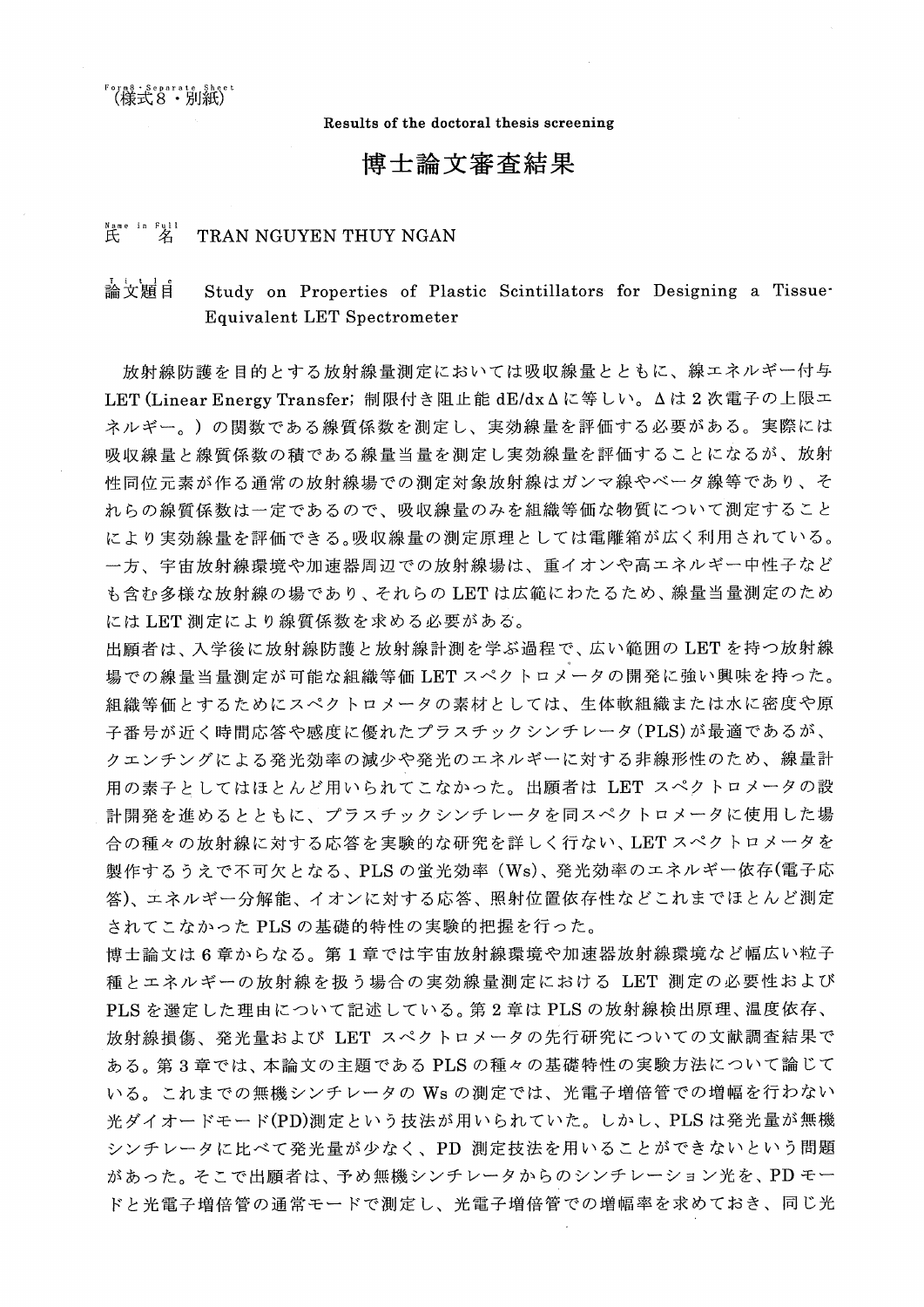（様式8・別紙）

Form8・Separate Sheet

Results of the doctoral thesis screening

# 博士論文審査結果

氏　名 (Name in Full)　TRAN NGUYEN THUY NGAN

論文題目 (Title)　Study on Properties of Plastic Scintillators for Designing a Tissue-Equivalent LET Spectrometer

放射線防護を目的とする放射線量測定においては吸収線量とともに、線エネルギー付与 LET (Linear Energy Transfer; 制限付き阻止能 $dE/dx\Delta$ に等しい。$\Delta$ は 2 次電子の上限エネルギー。）の関数である線質係数を測定し、実効線量を評価する必要がある。実際には吸収線量と線質係数の積である線量当量を測定し実効線量を評価することになるが、放射性同位元素が作る通常の放射線場での測定対象放射線はガンマ線やベータ線等であり、それらの線質係数は一定であるので、吸収線量のみを組織等価な物質について測定することにより実効線量を評価できる。吸収線量の測定原理としては電離箱が広く利用されている。一方、宇宙放射線環境や加速器周辺での放射線場は、重イオンや高エネルギー中性子なども含む多様な放射線の場であり、それらの LET は広範にわたるため、線量当量測定のためには LET 測定により線質係数を求める必要がある。

出願者は、入学後に放射線防護と放射線計測を学ぶ過程で、広い範囲の LET を持つ放射線場での線量当量測定が可能な組織等価 LET スペクトロメータの開発に強い興味を持った。組織等価とするためにスペクトロメータの素材としては、生体軟組織または水に密度や原子番号が近く時間応答や感度に優れたプラスチックシンチレータ（PLS）が最適であるが、クエンチングによる発光効率の減少や発光のエネルギーに対する非線形性のため、線量計用の素子としてはほとんど用いられてこなかった。出願者は LET スペクトロメータの設計開発を進めるとともに、プラスチックシンチレータを同スペクトロメータに使用した場合の種々の放射線に対する応答を実験的な研究を詳しく行ない、LET スペクトロメータを製作するうえで不可欠となる、PLS の蛍光効率（Ws）、発光効率のエネルギー依存(電子応答)、エネルギー分解能、イオンに対する応答、照射位置依存性などこれまでほとんど測定されてこなかった PLS の基礎的特性の実験的把握を行った。

博士論文は 6 章からなる。第 1 章では宇宙放射線環境や加速器放射線環境など幅広い粒子種とエネルギーの放射線を扱う場合の実効線量測定における LET 測定の必要性および PLS を選定した理由について記述している。第 2 章は PLS の放射線検出原理、温度依存、放射線損傷、発光量および LET スペクトロメータの先行研究についての文献調査結果である。第 3 章では、本論文の主題である PLS の種々の基礎特性の実験方法について論じている。これまでの無機シンチレータの Ws の測定では、光電子増倍管での増幅を行わない光ダイオードモード(PD)測定という技法が用いられていた。しかし、PLS は発光量が無機シンチレータに比べて発光量が少なく、PD 測定技法を用いることができないという問題があった。そこで出願者は、予め無機シンチレータからのシンチレーション光を、PD モードと光電子増倍管の通常モードで測定し、光電子増倍管での増幅率を求めておき、同じ光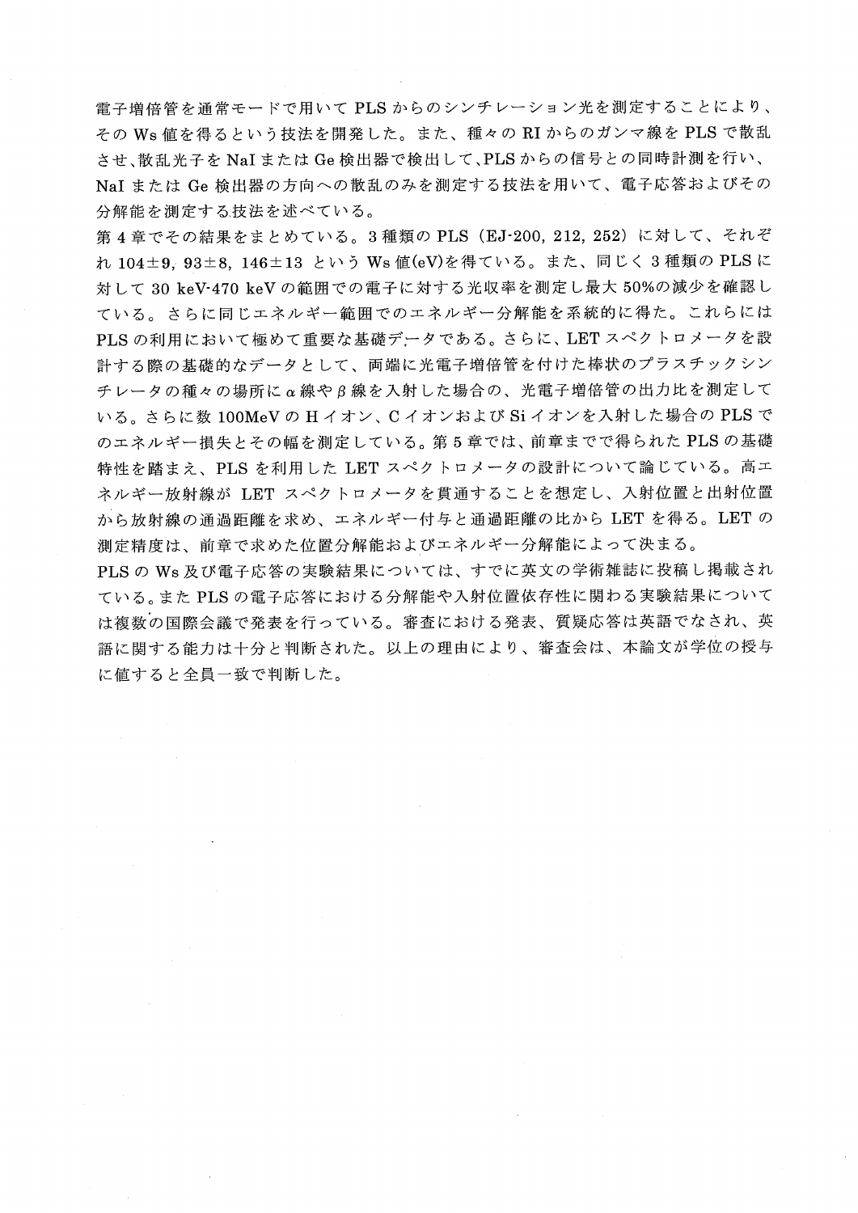電子増倍管を通常モードで用いて PLS からのシンチレーション光を測定することにより、その Ws 値を得るという技法を開発した。また、種々の RI からのガンマ線を PLS で散乱させ、散乱光子を NaI または Ge 検出器で検出して、PLS からの信号との同時計測を行い、NaI または Ge 検出器の方向への散乱のみを測定する技法を用いて、電子応答およびその分解能を測定する技法を述べている。

第 4 章でその結果をまとめている。3 種類の PLS（EJ-200, 212, 252）に対して、それぞれ 104±9, 93±8, 146±13 という Ws 値(eV)を得ている。また、同じく 3 種類の PLS に対して 30 keV-470 keV の範囲での電子に対する光収率を測定し最大 50%の減少を確認している。さらに同じエネルギー範囲でのエネルギー分解能を系統的に得た。これらには PLS の利用において極めて重要な基礎データである。さらに、LET スペクトロメータを設計する際の基礎的なデータとして、両端に光電子増倍管を付けた棒状のプラスチックシンチレータの種々の場所に $\alpha$ 線や $\beta$ 線を入射した場合の、光電子増倍管の出力比を測定している。さらに数 100MeV の H イオン、C イオンおよび Si イオンを入射した場合の PLS でのエネルギー損失とその幅を測定している。第 5 章では、前章までで得られた PLS の基礎特性を踏まえ、PLS を利用した LET スペクトロメータの設計について論じている。高エネルギー放射線が LET スペクトロメータを貫通することを想定し、入射位置と出射位置から放射線の通過距離を求め、エネルギー付与と通過距離の比から LET を得る。LET の測定精度は、前章で求めた位置分解能およびエネルギー分解能によって決まる。

PLS の Ws 及び電子応答の実験結果については、すでに英文の学術雑誌に投稿し掲載されている。また PLS の電子応答における分解能や入射位置依存性に関わる実験結果については複数の国際会議で発表を行っている。審査における発表、質疑応答は英語でなされ、英語に関する能力は十分と判断された。以上の理由により、審査会は、本論文が学位の授与に値すると全員一致で判断した。